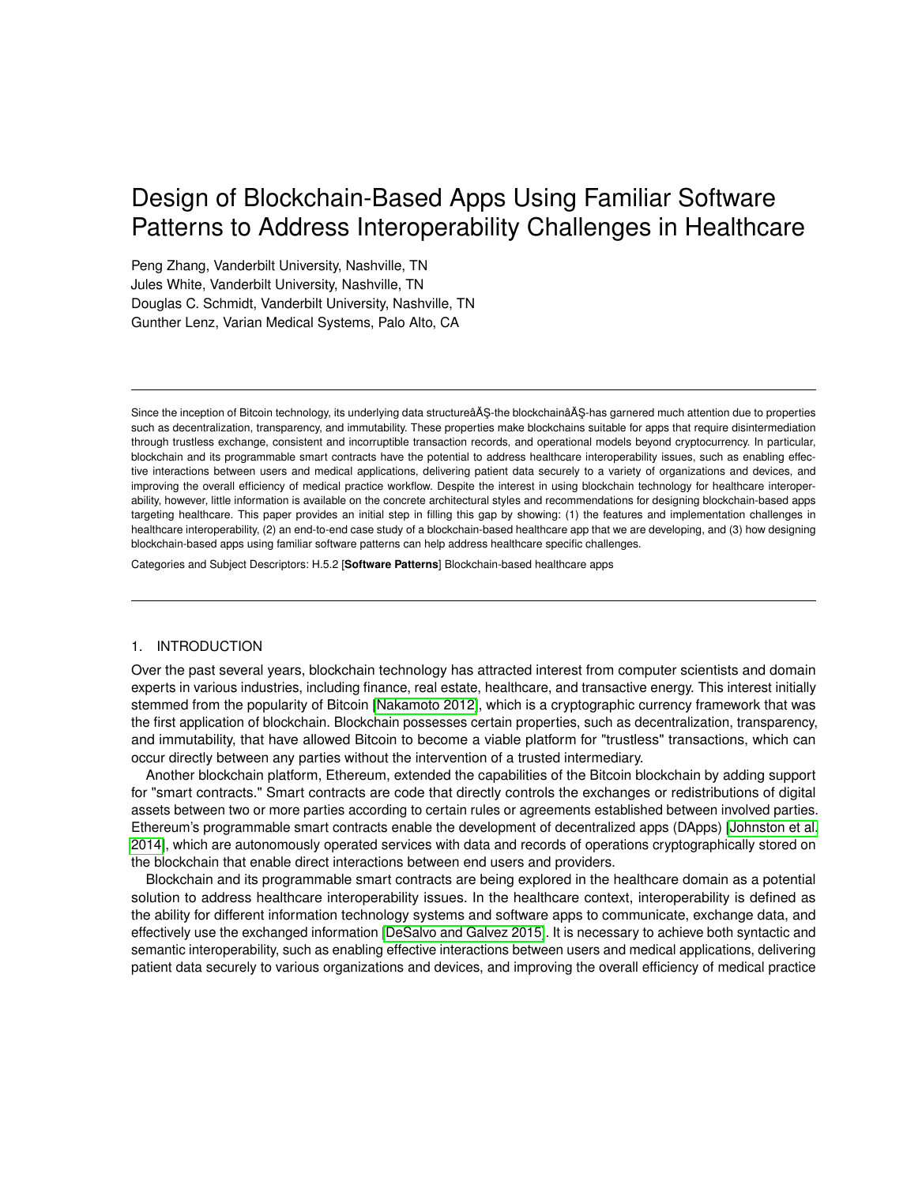# Design of Blockchain-Based Apps Using Familiar Software Patterns to Address Interoperability Challenges in Healthcare

Peng Zhang, Vanderbilt University, Nashville, TN
Jules White, Vanderbilt University, Nashville, TN
Douglas C. Schmidt, Vanderbilt University, Nashville, TN
Gunther Lenz, Varian Medical Systems, Palo Alto, CA

---

Since the inception of Bitcoin technology, its underlying data structureâĂŞ-the blockchainâĂŞ-has garnered much attention due to properties such as decentralization, transparency, and immutability. These properties make blockchains suitable for apps that require disintermediation through trustless exchange, consistent and incorruptible transaction records, and operational models beyond cryptocurrency. In particular, blockchain and its programmable smart contracts have the potential to address healthcare interoperability issues, such as enabling effective interactions between users and medical applications, delivering patient data securely to a variety of organizations and devices, and improving the overall efficiency of medical practice workflow. Despite the interest in using blockchain technology for healthcare interoperability, however, little information is available on the concrete architectural styles and recommendations for designing blockchain-based apps targeting healthcare. This paper provides an initial step in filling this gap by showing: (1) the features and implementation challenges in healthcare interoperability, (2) an end-to-end case study of a blockchain-based healthcare app that we are developing, and (3) how designing blockchain-based apps using familiar software patterns can help address healthcare specific challenges.

Categories and Subject Descriptors: H.5.2 [**Software Patterns**] Blockchain-based healthcare apps

---

## 1. INTRODUCTION

Over the past several years, blockchain technology has attracted interest from computer scientists and domain experts in various industries, including finance, real estate, healthcare, and transactive energy. This interest initially stemmed from the popularity of Bitcoin [Nakamoto 2012], which is a cryptographic currency framework that was the first application of blockchain. Blockchain possesses certain properties, such as decentralization, transparency, and immutability, that have allowed Bitcoin to become a viable platform for "trustless" transactions, which can occur directly between any parties without the intervention of a trusted intermediary.

Another blockchain platform, Ethereum, extended the capabilities of the Bitcoin blockchain by adding support for "smart contracts." Smart contracts are code that directly controls the exchanges or redistributions of digital assets between two or more parties according to certain rules or agreements established between involved parties. Ethereum's programmable smart contracts enable the development of decentralized apps (DApps) [Johnston et al. 2014], which are autonomously operated services with data and records of operations cryptographically stored on the blockchain that enable direct interactions between end users and providers.

Blockchain and its programmable smart contracts are being explored in the healthcare domain as a potential solution to address healthcare interoperability issues. In the healthcare context, interoperability is defined as the ability for different information technology systems and software apps to communicate, exchange data, and effectively use the exchanged information [DeSalvo and Galvez 2015]. It is necessary to achieve both syntactic and semantic interoperability, such as enabling effective interactions between users and medical applications, delivering patient data securely to various organizations and devices, and improving the overall efficiency of medical practice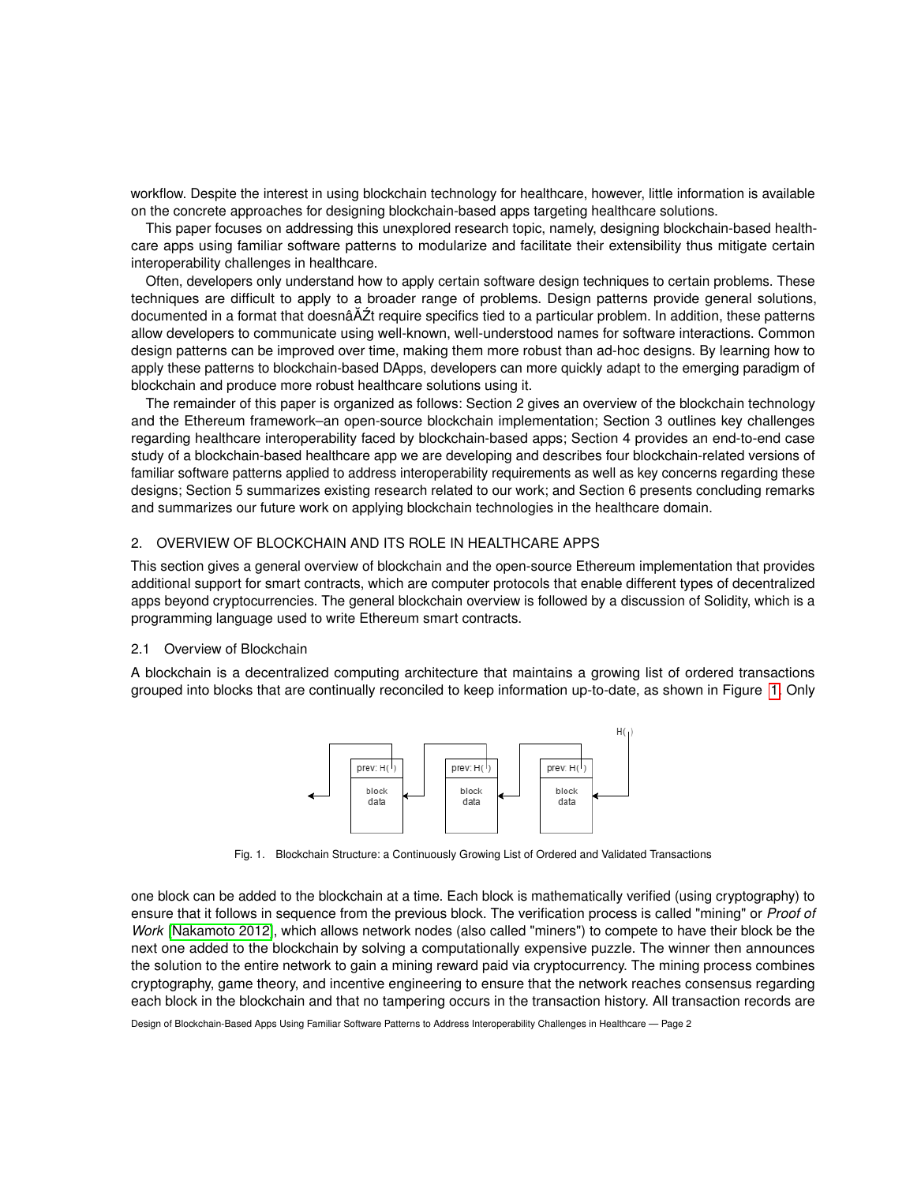workflow. Despite the interest in using blockchain technology for healthcare, however, little information is available on the concrete approaches for designing blockchain-based apps targeting healthcare solutions.

This paper focuses on addressing this unexplored research topic, namely, designing blockchain-based healthcare apps using familiar software patterns to modularize and facilitate their extensibility thus mitigate certain interoperability challenges in healthcare.

Often, developers only understand how to apply certain software design techniques to certain problems. These techniques are difficult to apply to a broader range of problems. Design patterns provide general solutions, documented in a format that doesnâĂŹt require specifics tied to a particular problem. In addition, these patterns allow developers to communicate using well-known, well-understood names for software interactions. Common design patterns can be improved over time, making them more robust than ad-hoc designs. By learning how to apply these patterns to blockchain-based DApps, developers can more quickly adapt to the emerging paradigm of blockchain and produce more robust healthcare solutions using it.

The remainder of this paper is organized as follows: Section 2 gives an overview of the blockchain technology and the Ethereum framework–an open-source blockchain implementation; Section 3 outlines key challenges regarding healthcare interoperability faced by blockchain-based apps; Section 4 provides an end-to-end case study of a blockchain-based healthcare app we are developing and describes four blockchain-related versions of familiar software patterns applied to address interoperability requirements as well as key concerns regarding these designs; Section 5 summarizes existing research related to our work; and Section 6 presents concluding remarks and summarizes our future work on applying blockchain technologies in the healthcare domain.

## 2. OVERVIEW OF BLOCKCHAIN AND ITS ROLE IN HEALTHCARE APPS

This section gives a general overview of blockchain and the open-source Ethereum implementation that provides additional support for smart contracts, which are computer protocols that enable different types of decentralized apps beyond cryptocurrencies. The general blockchain overview is followed by a discussion of Solidity, which is a programming language used to write Ethereum smart contracts.

### 2.1 Overview of Blockchain

A blockchain is a decentralized computing architecture that maintains a growing list of ordered transactions grouped into blocks that are continually reconciled to keep information up-to-date, as shown in Figure 1. Only one block can be added to the blockchain at a time. Each block is mathematically verified (using cryptography) to ensure that it follows in sequence from the previous block. The verification process is called "mining" or *Proof of Work* [Nakamoto 2012], which allows network nodes (also called "miners") to compete to have their block be the next one added to the blockchain by solving a computationally expensive puzzle. The winner then announces the solution to the entire network to gain a mining reward paid via cryptocurrency. The mining process combines cryptography, game theory, and incentive engineering to ensure that the network reaches consensus regarding each block in the blockchain and that no tampering occurs in the transaction history. All transaction records are

Fig. 1. Blockchain Structure: a Continuously Growing List of Ordered and Validated Transactions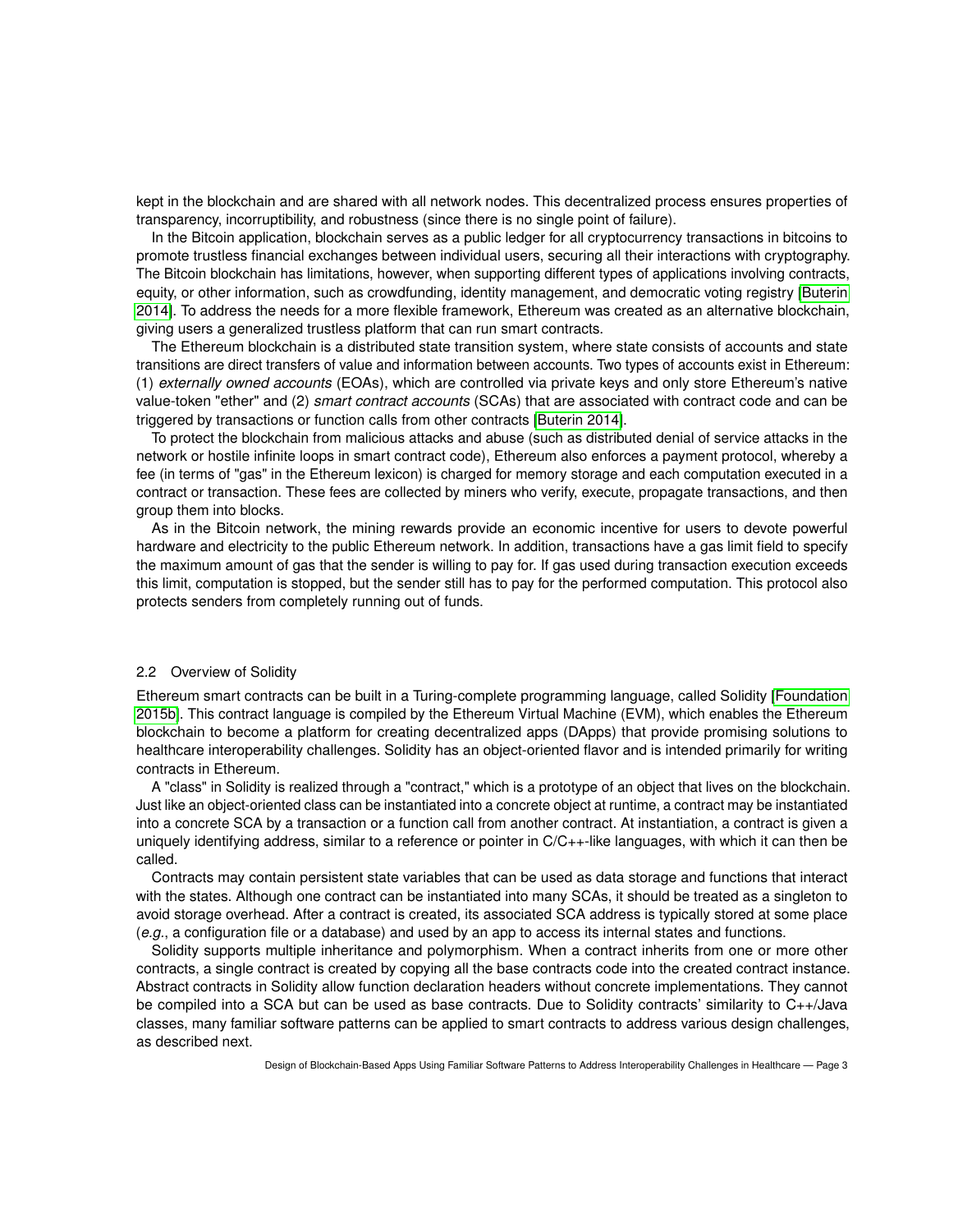kept in the blockchain and are shared with all network nodes. This decentralized process ensures properties of transparency, incorruptibility, and robustness (since there is no single point of failure).

In the Bitcoin application, blockchain serves as a public ledger for all cryptocurrency transactions in bitcoins to promote trustless financial exchanges between individual users, securing all their interactions with cryptography. The Bitcoin blockchain has limitations, however, when supporting different types of applications involving contracts, equity, or other information, such as crowdfunding, identity management, and democratic voting registry [Buterin 2014]. To address the needs for a more flexible framework, Ethereum was created as an alternative blockchain, giving users a generalized trustless platform that can run smart contracts.

The Ethereum blockchain is a distributed state transition system, where state consists of accounts and state transitions are direct transfers of value and information between accounts. Two types of accounts exist in Ethereum: (1) *externally owned accounts* (EOAs), which are controlled via private keys and only store Ethereum's native value-token "ether" and (2) *smart contract accounts* (SCAs) that are associated with contract code and can be triggered by transactions or function calls from other contracts [Buterin 2014].

To protect the blockchain from malicious attacks and abuse (such as distributed denial of service attacks in the network or hostile infinite loops in smart contract code), Ethereum also enforces a payment protocol, whereby a fee (in terms of "gas" in the Ethereum lexicon) is charged for memory storage and each computation executed in a contract or transaction. These fees are collected by miners who verify, execute, propagate transactions, and then group them into blocks.

As in the Bitcoin network, the mining rewards provide an economic incentive for users to devote powerful hardware and electricity to the public Ethereum network. In addition, transactions have a gas limit field to specify the maximum amount of gas that the sender is willing to pay for. If gas used during transaction execution exceeds this limit, computation is stopped, but the sender still has to pay for the performed computation. This protocol also protects senders from completely running out of funds.

### 2.2 Overview of Solidity

Ethereum smart contracts can be built in a Turing-complete programming language, called Solidity [Foundation 2015b]. This contract language is compiled by the Ethereum Virtual Machine (EVM), which enables the Ethereum blockchain to become a platform for creating decentralized apps (DApps) that provide promising solutions to healthcare interoperability challenges. Solidity has an object-oriented flavor and is intended primarily for writing contracts in Ethereum.

A "class" in Solidity is realized through a "contract," which is a prototype of an object that lives on the blockchain. Just like an object-oriented class can be instantiated into a concrete object at runtime, a contract may be instantiated into a concrete SCA by a transaction or a function call from another contract. At instantiation, a contract is given a uniquely identifying address, similar to a reference or pointer in C/C++-like languages, with which it can then be called.

Contracts may contain persistent state variables that can be used as data storage and functions that interact with the states. Although one contract can be instantiated into many SCAs, it should be treated as a singleton to avoid storage overhead. After a contract is created, its associated SCA address is typically stored at some place (*e.g.*, a configuration file or a database) and used by an app to access its internal states and functions.

Solidity supports multiple inheritance and polymorphism. When a contract inherits from one or more other contracts, a single contract is created by copying all the base contracts code into the created contract instance. Abstract contracts in Solidity allow function declaration headers without concrete implementations. They cannot be compiled into a SCA but can be used as base contracts. Due to Solidity contracts' similarity to C++/Java classes, many familiar software patterns can be applied to smart contracts to address various design challenges, as described next.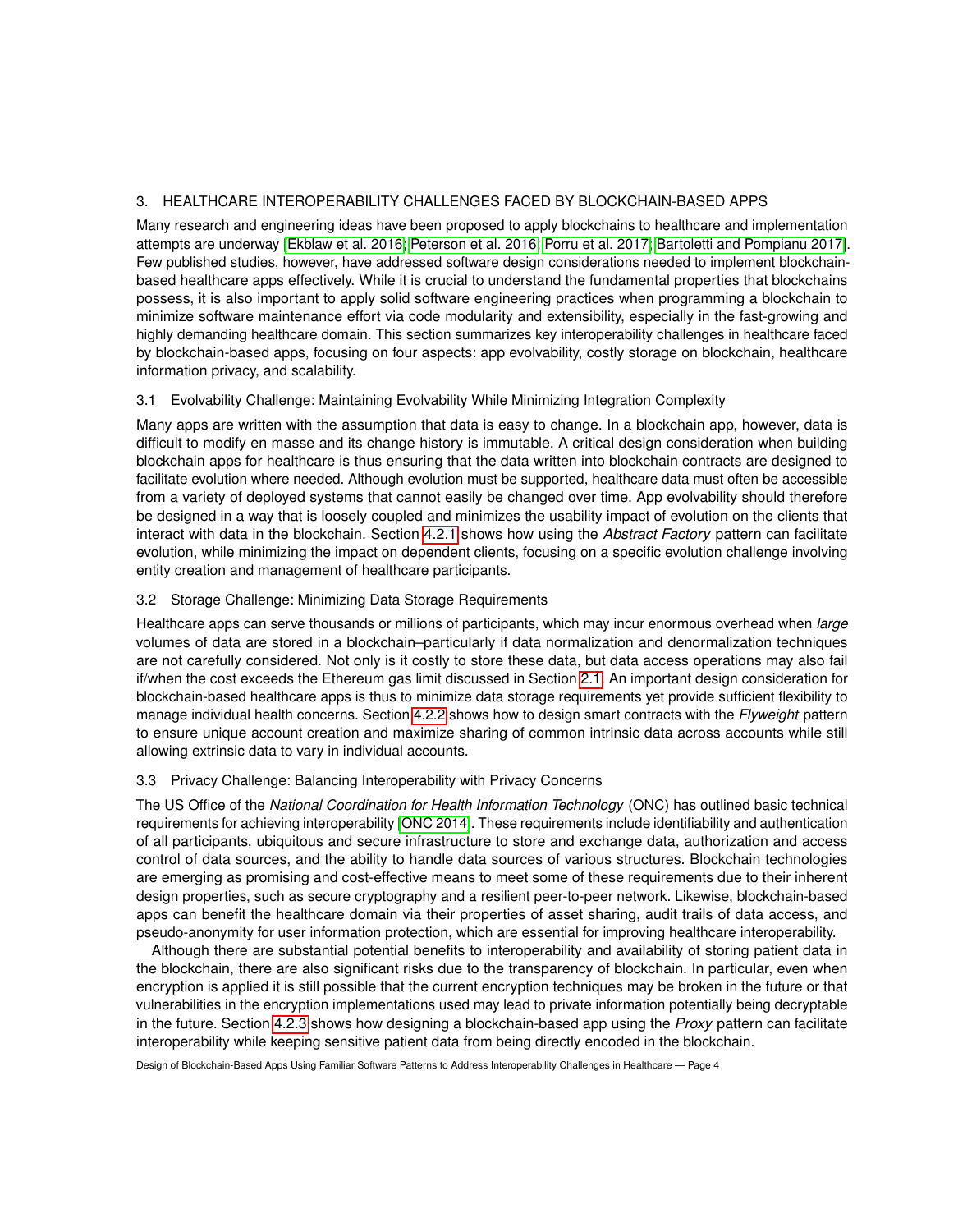## 3. HEALTHCARE INTEROPERABILITY CHALLENGES FACED BY BLOCKCHAIN-BASED APPS

Many research and engineering ideas have been proposed to apply blockchains to healthcare and implementation attempts are underway [Ekblaw et al. 2016; Peterson et al. 2016; Porru et al. 2017; Bartoletti and Pompianu 2017]. Few published studies, however, have addressed software design considerations needed to implement blockchain-based healthcare apps effectively. While it is crucial to understand the fundamental properties that blockchains possess, it is also important to apply solid software engineering practices when programming a blockchain to minimize software maintenance effort via code modularity and extensibility, especially in the fast-growing and highly demanding healthcare domain. This section summarizes key interoperability challenges in healthcare faced by blockchain-based apps, focusing on four aspects: app evolvability, costly storage on blockchain, healthcare information privacy, and scalability.

### 3.1 Evolvability Challenge: Maintaining Evolvability While Minimizing Integration Complexity

Many apps are written with the assumption that data is easy to change. In a blockchain app, however, data is difficult to modify en masse and its change history is immutable. A critical design consideration when building blockchain apps for healthcare is thus ensuring that the data written into blockchain contracts are designed to facilitate evolution where needed. Although evolution must be supported, healthcare data must often be accessible from a variety of deployed systems that cannot easily be changed over time. App evolvability should therefore be designed in a way that is loosely coupled and minimizes the usability impact of evolution on the clients that interact with data in the blockchain. Section 4.2.1 shows how using the *Abstract Factory* pattern can facilitate evolution, while minimizing the impact on dependent clients, focusing on a specific evolution challenge involving entity creation and management of healthcare participants.

### 3.2 Storage Challenge: Minimizing Data Storage Requirements

Healthcare apps can serve thousands or millions of participants, which may incur enormous overhead when *large* volumes of data are stored in a blockchain–particularly if data normalization and denormalization techniques are not carefully considered. Not only is it costly to store these data, but data access operations may also fail if/when the cost exceeds the Ethereum gas limit discussed in Section 2.1. An important design consideration for blockchain-based healthcare apps is thus to minimize data storage requirements yet provide sufficient flexibility to manage individual health concerns. Section 4.2.2 shows how to design smart contracts with the *Flyweight* pattern to ensure unique account creation and maximize sharing of common intrinsic data across accounts while still allowing extrinsic data to vary in individual accounts.

### 3.3 Privacy Challenge: Balancing Interoperability with Privacy Concerns

The US Office of the *National Coordination for Health Information Technology* (ONC) has outlined basic technical requirements for achieving interoperability [ONC 2014]. These requirements include identifiability and authentication of all participants, ubiquitous and secure infrastructure to store and exchange data, authorization and access control of data sources, and the ability to handle data sources of various structures. Blockchain technologies are emerging as promising and cost-effective means to meet some of these requirements due to their inherent design properties, such as secure cryptography and a resilient peer-to-peer network. Likewise, blockchain-based apps can benefit the healthcare domain via their properties of asset sharing, audit trails of data access, and pseudo-anonymity for user information protection, which are essential for improving healthcare interoperability.

Although there are substantial potential benefits to interoperability and availability of storing patient data in the blockchain, there are also significant risks due to the transparency of blockchain. In particular, even when encryption is applied it is still possible that the current encryption techniques may be broken in the future or that vulnerabilities in the encryption implementations used may lead to private information potentially being decryptable in the future. Section 4.2.3 shows how designing a blockchain-based app using the *Proxy* pattern can facilitate interoperability while keeping sensitive patient data from being directly encoded in the blockchain.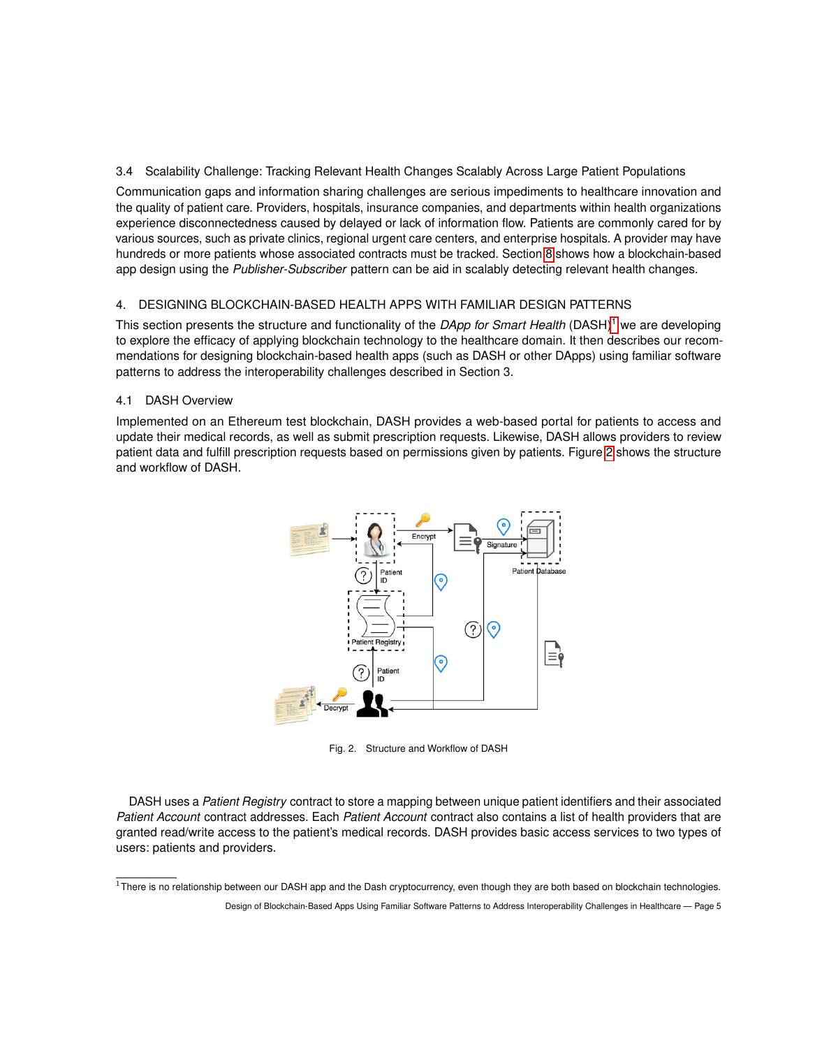### 3.4 Scalability Challenge: Tracking Relevant Health Changes Scalably Across Large Patient Populations

Communication gaps and information sharing challenges are serious impediments to healthcare innovation and the quality of patient care. Providers, hospitals, insurance companies, and departments within health organizations experience disconnectedness caused by delayed or lack of information flow. Patients are commonly cared for by various sources, such as private clinics, regional urgent care centers, and enterprise hospitals. A provider may have hundreds or more patients whose associated contracts must be tracked. Section 8 shows how a blockchain-based app design using the *Publisher-Subscriber* pattern can be aid in scalably detecting relevant health changes.

## 4. DESIGNING BLOCKCHAIN-BASED HEALTH APPS WITH FAMILIAR DESIGN PATTERNS

This section presents the structure and functionality of the *DApp for Smart Health* (DASH)[1] we are developing to explore the efficacy of applying blockchain technology to the healthcare domain. It then describes our recommendations for designing blockchain-based health apps (such as DASH or other DApps) using familiar software patterns to address the interoperability challenges described in Section 3.

### 4.1 DASH Overview

Implemented on an Ethereum test blockchain, DASH provides a web-based portal for patients to access and update their medical records, as well as submit prescription requests. Likewise, DASH allows providers to review patient data and fulfill prescription requests based on permissions given by patients. Figure 2 shows the structure and workflow of DASH.

Fig. 2. Structure and Workflow of DASH

DASH uses a *Patient Registry* contract to store a mapping between unique patient identifiers and their associated *Patient Account* contract addresses. Each *Patient Account* contract also contains a list of health providers that are granted read/write access to the patient's medical records. DASH provides basic access services to two types of users: patients and providers.

[1] There is no relationship between our DASH app and the Dash cryptocurrency, even though they are both based on blockchain technologies.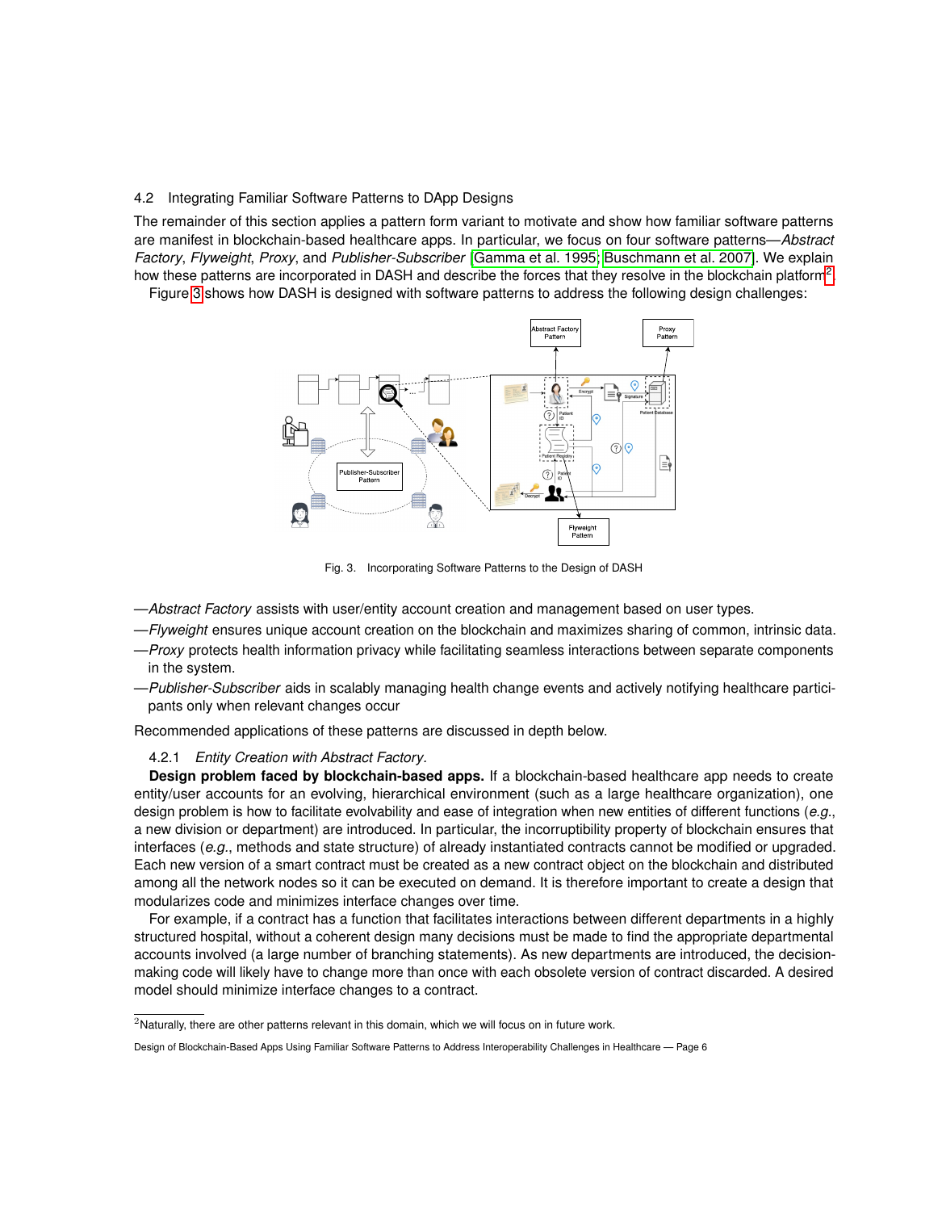### 4.2 Integrating Familiar Software Patterns to DApp Designs

The remainder of this section applies a pattern form variant to motivate and show how familiar software patterns are manifest in blockchain-based healthcare apps. In particular, we focus on four software patterns—*Abstract Factory*, *Flyweight*, *Proxy*, and *Publisher-Subscriber* [Gamma et al. 1995; Buschmann et al. 2007]. We explain how these patterns are incorporated in DASH and describe the forces that they resolve in the blockchain platform[2].

Figure 3 shows how DASH is designed with software patterns to address the following design challenges:

Fig. 3. Incorporating Software Patterns to the Design of DASH

—*Abstract Factory* assists with user/entity account creation and management based on user types.

—*Flyweight* ensures unique account creation on the blockchain and maximizes sharing of common, intrinsic data.

—*Proxy* protects health information privacy while facilitating seamless interactions between separate components in the system.

—*Publisher-Subscriber* aids in scalably managing health change events and actively notifying healthcare participants only when relevant changes occur

Recommended applications of these patterns are discussed in depth below.

#### 4.2.1 *Entity Creation with Abstract Factory.*

**Design problem faced by blockchain-based apps.** If a blockchain-based healthcare app needs to create entity/user accounts for an evolving, hierarchical environment (such as a large healthcare organization), one design problem is how to facilitate evolvability and ease of integration when new entities of different functions (*e.g.*, a new division or department) are introduced. In particular, the incorruptibility property of blockchain ensures that interfaces (*e.g.*, methods and state structure) of already instantiated contracts cannot be modified or upgraded. Each new version of a smart contract must be created as a new contract object on the blockchain and distributed among all the network nodes so it can be executed on demand. It is therefore important to create a design that modularizes code and minimizes interface changes over time.

For example, if a contract has a function that facilitates interactions between different departments in a highly structured hospital, without a coherent design many decisions must be made to find the appropriate departmental accounts involved (a large number of branching statements). As new departments are introduced, the decision-making code will likely have to change more than once with each obsolete version of contract discarded. A desired model should minimize interface changes to a contract.

[2]Naturally, there are other patterns relevant in this domain, which we will focus on in future work.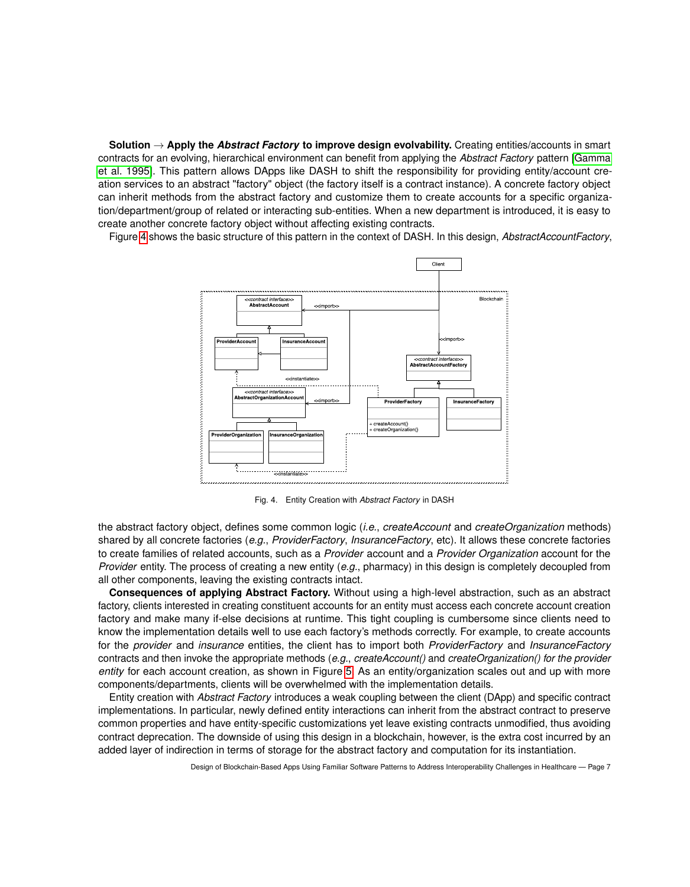**Solution → Apply the *Abstract Factory* to improve design evolvability.** Creating entities/accounts in smart contracts for an evolving, hierarchical environment can benefit from applying the *Abstract Factory* pattern [Gamma et al. 1995]. This pattern allows DApps like DASH to shift the responsibility for providing entity/account creation services to an abstract "factory" object (the factory itself is a contract instance). A concrete factory object can inherit methods from the abstract factory and customize them to create accounts for a specific organization/department/group of related or interacting sub-entities. When a new department is introduced, it is easy to create another concrete factory object without affecting existing contracts.

Figure 4 shows the basic structure of this pattern in the context of DASH. In this design, *AbstractAccountFactory*, the abstract factory object, defines some common logic (*i.e.*, *createAccount* and *createOrganization* methods) shared by all concrete factories (*e.g.*, *ProviderFactory*, *InsuranceFactory*, etc). It allows these concrete factories to create families of related accounts, such as a *Provider* account and a *Provider Organization* account for the *Provider* entity. The process of creating a new entity (*e.g.*, pharmacy) in this design is completely decoupled from all other components, leaving the existing contracts intact.

Fig. 4. Entity Creation with *Abstract Factory* in DASH

**Consequences of applying Abstract Factory.** Without using a high-level abstraction, such as an abstract factory, clients interested in creating constituent accounts for an entity must access each concrete account creation factory and make many if-else decisions at runtime. This tight coupling is cumbersome since clients need to know the implementation details well to use each factory's methods correctly. For example, to create accounts for the *provider* and *insurance* entities, the client has to import both *ProviderFactory* and *InsuranceFactory* contracts and then invoke the appropriate methods (*e.g.*, *createAccount()* and *createOrganization() for the provider entity* for each account creation, as shown in Figure 5. As an entity/organization scales out and up with more components/departments, clients will be overwhelmed with the implementation details.

Entity creation with *Abstract Factory* introduces a weak coupling between the client (DApp) and specific contract implementations. In particular, newly defined entity interactions can inherit from the abstract contract to preserve common properties and have entity-specific customizations yet leave existing contracts unmodified, thus avoiding contract deprecation. The downside of using this design in a blockchain, however, is the extra cost incurred by an added layer of indirection in terms of storage for the abstract factory and computation for its instantiation.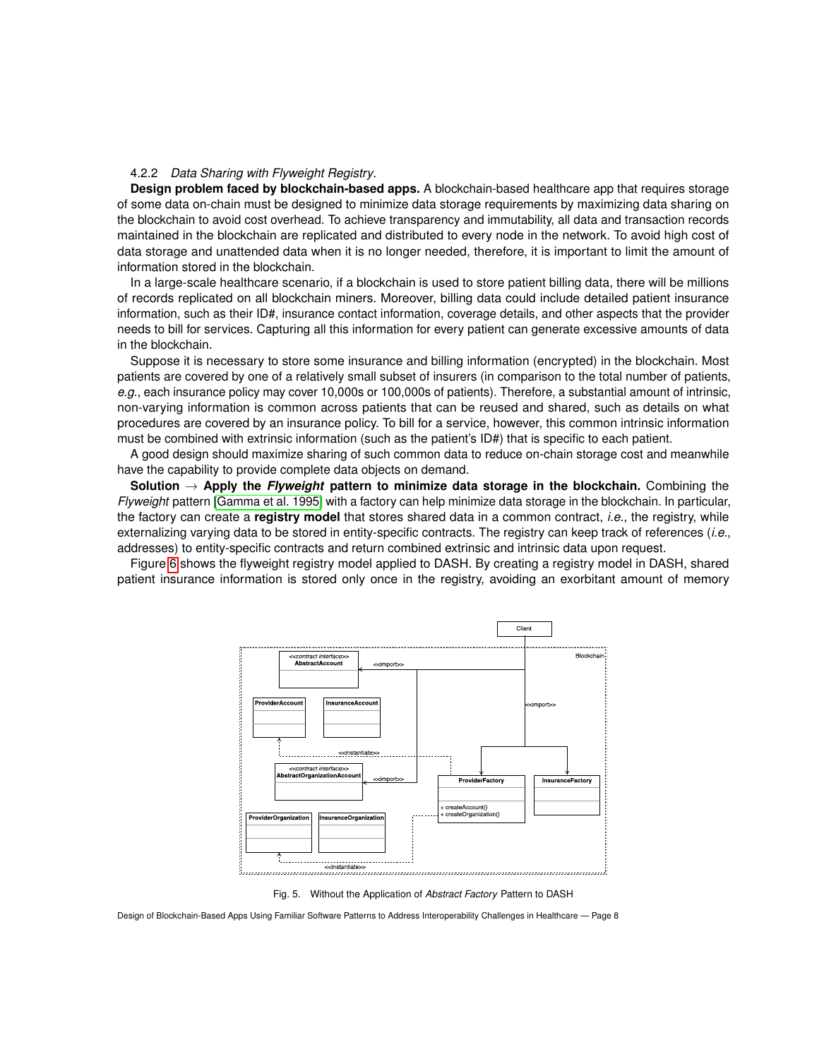#### 4.2.2 *Data Sharing with Flyweight Registry*.

**Design problem faced by blockchain-based apps.** A blockchain-based healthcare app that requires storage of some data on-chain must be designed to minimize data storage requirements by maximizing data sharing on the blockchain to avoid cost overhead. To achieve transparency and immutability, all data and transaction records maintained in the blockchain are replicated and distributed to every node in the network. To avoid high cost of data storage and unattended data when it is no longer needed, therefore, it is important to limit the amount of information stored in the blockchain.

In a large-scale healthcare scenario, if a blockchain is used to store patient billing data, there will be millions of records replicated on all blockchain miners. Moreover, billing data could include detailed patient insurance information, such as their ID#, insurance contact information, coverage details, and other aspects that the provider needs to bill for services. Capturing all this information for every patient can generate excessive amounts of data in the blockchain.

Suppose it is necessary to store some insurance and billing information (encrypted) in the blockchain. Most patients are covered by one of a relatively small subset of insurers (in comparison to the total number of patients, *e.g.*, each insurance policy may cover 10,000s or 100,000s of patients). Therefore, a substantial amount of intrinsic, non-varying information is common across patients that can be reused and shared, such as details on what procedures are covered by an insurance policy. To bill for a service, however, this common intrinsic information must be combined with extrinsic information (such as the patient's ID#) that is specific to each patient.

A good design should maximize sharing of such common data to reduce on-chain storage cost and meanwhile have the capability to provide complete data objects on demand.

**Solution → Apply the *Flyweight* pattern to minimize data storage in the blockchain.** Combining the *Flyweight* pattern [Gamma et al. 1995] with a factory can help minimize data storage in the blockchain. In particular, the factory can create a **registry model** that stores shared data in a common contract, *i.e.*, the registry, while externalizing varying data to be stored in entity-specific contracts. The registry can keep track of references (*i.e.*, addresses) to entity-specific contracts and return combined extrinsic and intrinsic data upon request.

Figure 6 shows the flyweight registry model applied to DASH. By creating a registry model in DASH, shared patient insurance information is stored only once in the registry, avoiding an exorbitant amount of memory

Fig. 5. Without the Application of *Abstract Factory* Pattern to DASH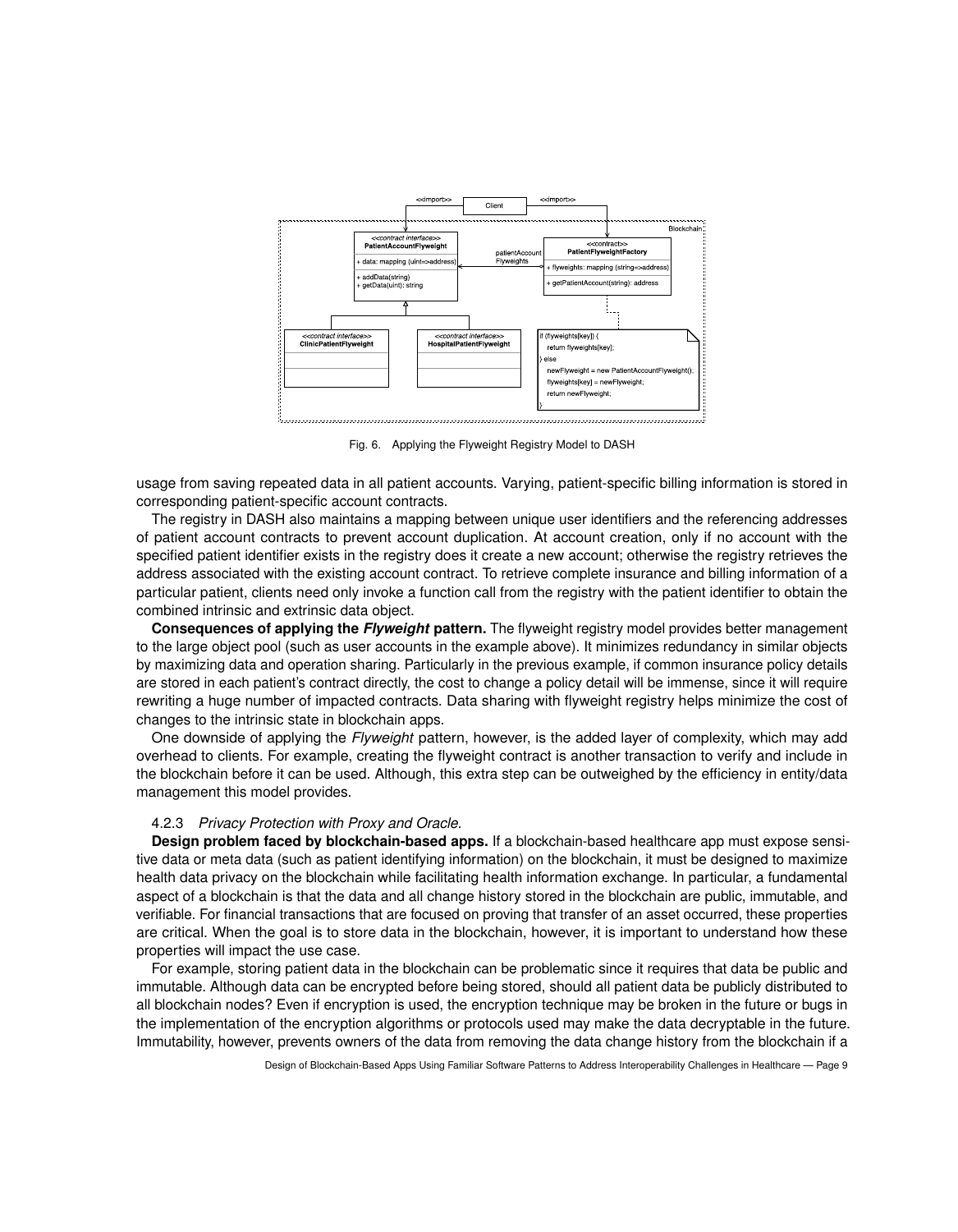Fig. 6. Applying the Flyweight Registry Model to DASH

usage from saving repeated data in all patient accounts. Varying, patient-specific billing information is stored in corresponding patient-specific account contracts.

The registry in DASH also maintains a mapping between unique user identifiers and the referencing addresses of patient account contracts to prevent account duplication. At account creation, only if no account with the specified patient identifier exists in the registry does it create a new account; otherwise the registry retrieves the address associated with the existing account contract. To retrieve complete insurance and billing information of a particular patient, clients need only invoke a function call from the registry with the patient identifier to obtain the combined intrinsic and extrinsic data object.

**Consequences of applying the *Flyweight* pattern.** The flyweight registry model provides better management to the large object pool (such as user accounts in the example above). It minimizes redundancy in similar objects by maximizing data and operation sharing. Particularly in the previous example, if common insurance policy details are stored in each patient's contract directly, the cost to change a policy detail will be immense, since it will require rewriting a huge number of impacted contracts. Data sharing with flyweight registry helps minimize the cost of changes to the intrinsic state in blockchain apps.

One downside of applying the *Flyweight* pattern, however, is the added layer of complexity, which may add overhead to clients. For example, creating the flyweight contract is another transaction to verify and include in the blockchain before it can be used. Although, this extra step can be outweighed by the efficiency in entity/data management this model provides.

#### 4.2.3 *Privacy Protection with Proxy and Oracle.*

**Design problem faced by blockchain-based apps.** If a blockchain-based healthcare app must expose sensitive data or meta data (such as patient identifying information) on the blockchain, it must be designed to maximize health data privacy on the blockchain while facilitating health information exchange. In particular, a fundamental aspect of a blockchain is that the data and all change history stored in the blockchain are public, immutable, and verifiable. For financial transactions that are focused on proving that transfer of an asset occurred, these properties are critical. When the goal is to store data in the blockchain, however, it is important to understand how these properties will impact the use case.

For example, storing patient data in the blockchain can be problematic since it requires that data be public and immutable. Although data can be encrypted before being stored, should all patient data be publicly distributed to all blockchain nodes? Even if encryption is used, the encryption technique may be broken in the future or bugs in the implementation of the encryption algorithms or protocols used may make the data decryptable in the future. Immutability, however, prevents owners of the data from removing the data change history from the blockchain if a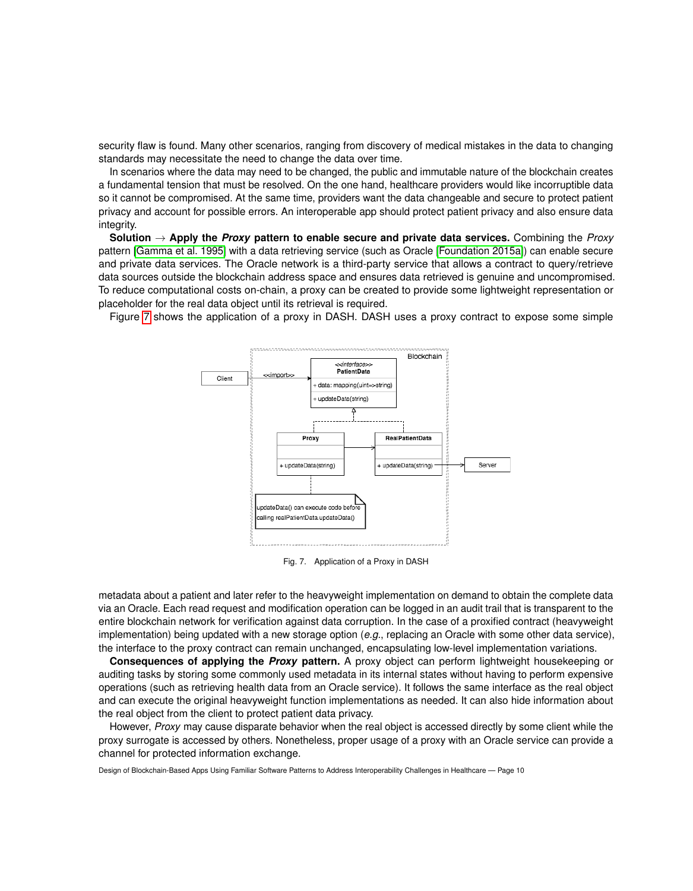security flaw is found. Many other scenarios, ranging from discovery of medical mistakes in the data to changing standards may necessitate the need to change the data over time.

In scenarios where the data may need to be changed, the public and immutable nature of the blockchain creates a fundamental tension that must be resolved. On the one hand, healthcare providers would like incorruptible data so it cannot be compromised. At the same time, providers want the data changeable and secure to protect patient privacy and account for possible errors. An interoperable app should protect patient privacy and also ensure data integrity.

**Solution → Apply the *Proxy* pattern to enable secure and private data services.** Combining the *Proxy* pattern [Gamma et al. 1995] with a data retrieving service (such as Oracle [Foundation 2015a]) can enable secure and private data services. The Oracle network is a third-party service that allows a contract to query/retrieve data sources outside the blockchain address space and ensures data retrieved is genuine and uncompromised. To reduce computational costs on-chain, a proxy can be created to provide some lightweight representation or placeholder for the real data object until its retrieval is required.

Figure 7 shows the application of a proxy in DASH. DASH uses a proxy contract to expose some simple metadata about a patient and later refer to the heavyweight implementation on demand to obtain the complete data via an Oracle. Each read request and modification operation can be logged in an audit trail that is transparent to the entire blockchain network for verification against data corruption. In the case of a proxified contract (heavyweight implementation) being updated with a new storage option (*e.g.*, replacing an Oracle with some other data service), the interface to the proxy contract can remain unchanged, encapsulating low-level implementation variations.

Fig. 7. Application of a Proxy in DASH

**Consequences of applying the *Proxy* pattern.** A proxy object can perform lightweight housekeeping or auditing tasks by storing some commonly used metadata in its internal states without having to perform expensive operations (such as retrieving health data from an Oracle service). It follows the same interface as the real object and can execute the original heavyweight function implementations as needed. It can also hide information about the real object from the client to protect patient data privacy.

However, *Proxy* may cause disparate behavior when the real object is accessed directly by some client while the proxy surrogate is accessed by others. Nonetheless, proper usage of a proxy with an Oracle service can provide a channel for protected information exchange.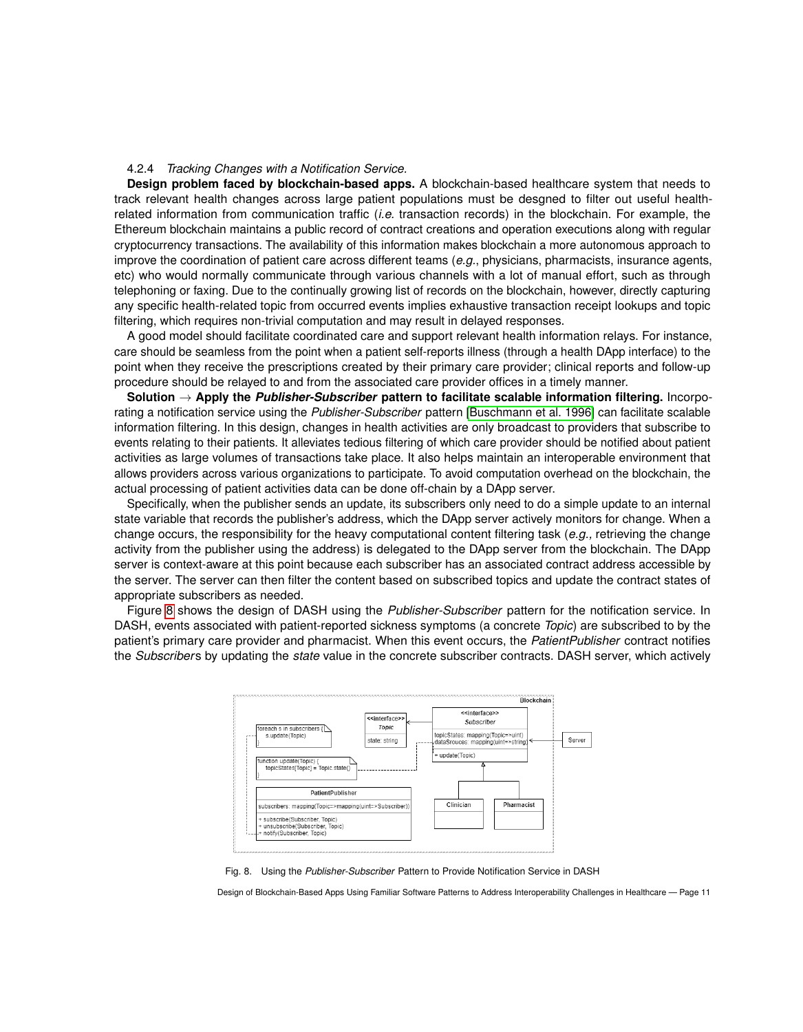#### 4.2.4 *Tracking Changes with a Notification Service.*

**Design problem faced by blockchain-based apps.** A blockchain-based healthcare system that needs to track relevant health changes across large patient populations must be desgned to filter out useful health-related information from communication traffic (*i.e.* transaction records) in the blockchain. For example, the Ethereum blockchain maintains a public record of contract creations and operation executions along with regular cryptocurrency transactions. The availability of this information makes blockchain a more autonomous approach to improve the coordination of patient care across different teams (*e.g.*, physicians, pharmacists, insurance agents, etc) who would normally communicate through various channels with a lot of manual effort, such as through telephoning or faxing. Due to the continually growing list of records on the blockchain, however, directly capturing any specific health-related topic from occurred events implies exhaustive transaction receipt lookups and topic filtering, which requires non-trivial computation and may result in delayed responses.

A good model should facilitate coordinated care and support relevant health information relays. For instance, care should be seamless from the point when a patient self-reports illness (through a health DApp interface) to the point when they receive the prescriptions created by their primary care provider; clinical reports and follow-up procedure should be relayed to and from the associated care provider offices in a timely manner.

**Solution $\rightarrow$ Apply the *Publisher-Subscriber* pattern to facilitate scalable information filtering.** Incorporating a notification service using the *Publisher-Subscriber* pattern [Buschmann et al. 1996] can facilitate scalable information filtering. In this design, changes in health activities are only broadcast to providers that subscribe to events relating to their patients. It alleviates tedious filtering of which care provider should be notified about patient activities as large volumes of transactions take place. It also helps maintain an interoperable environment that allows providers across various organizations to participate. To avoid computation overhead on the blockchain, the actual processing of patient activities data can be done off-chain by a DApp server.

Specifically, when the publisher sends an update, its subscribers only need to do a simple update to an internal state variable that records the publisher's address, which the DApp server actively monitors for change. When a change occurs, the responsibility for the heavy computational content filtering task (*e.g.,* retrieving the change activity from the publisher using the address) is delegated to the DApp server from the blockchain. The DApp server is context-aware at this point because each subscriber has an associated contract address accessible by the server. The server can then filter the content based on subscribed topics and update the contract states of appropriate subscribers as needed.

Figure 8 shows the design of DASH using the *Publisher-Subscriber* pattern for the notification service. In DASH, events associated with patient-reported sickness symptoms (a concrete *Topic*) are subscribed to by the patient's primary care provider and pharmacist. When this event occurs, the *PatientPublisher* contract notifies the *Subscriber*s by updating the *state* value in the concrete subscriber contracts. DASH server, which actively

Fig. 8. Using the *Publisher-Subscriber* Pattern to Provide Notification Service in DASH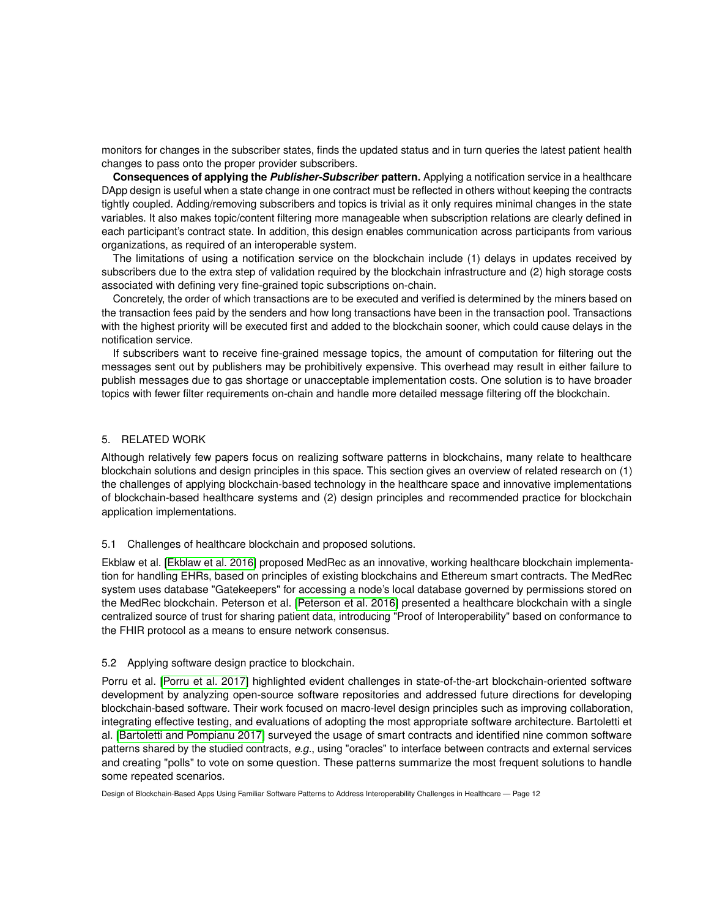monitors for changes in the subscriber states, finds the updated status and in turn queries the latest patient health changes to pass onto the proper provider subscribers.

**Consequences of applying the *Publisher-Subscriber* pattern.** Applying a notification service in a healthcare DApp design is useful when a state change in one contract must be reflected in others without keeping the contracts tightly coupled. Adding/removing subscribers and topics is trivial as it only requires minimal changes in the state variables. It also makes topic/content filtering more manageable when subscription relations are clearly defined in each participant's contract state. In addition, this design enables communication across participants from various organizations, as required of an interoperable system.

The limitations of using a notification service on the blockchain include (1) delays in updates received by subscribers due to the extra step of validation required by the blockchain infrastructure and (2) high storage costs associated with defining very fine-grained topic subscriptions on-chain.

Concretely, the order of which transactions are to be executed and verified is determined by the miners based on the transaction fees paid by the senders and how long transactions have been in the transaction pool. Transactions with the highest priority will be executed first and added to the blockchain sooner, which could cause delays in the notification service.

If subscribers want to receive fine-grained message topics, the amount of computation for filtering out the messages sent out by publishers may be prohibitively expensive. This overhead may result in either failure to publish messages due to gas shortage or unacceptable implementation costs. One solution is to have broader topics with fewer filter requirements on-chain and handle more detailed message filtering off the blockchain.

## 5. RELATED WORK

Although relatively few papers focus on realizing software patterns in blockchains, many relate to healthcare blockchain solutions and design principles in this space. This section gives an overview of related research on (1) the challenges of applying blockchain-based technology in the healthcare space and innovative implementations of blockchain-based healthcare systems and (2) design principles and recommended practice for blockchain application implementations.

### 5.1 Challenges of healthcare blockchain and proposed solutions.

Ekblaw et al. [Ekblaw et al. 2016] proposed MedRec as an innovative, working healthcare blockchain implementation for handling EHRs, based on principles of existing blockchains and Ethereum smart contracts. The MedRec system uses database "Gatekeepers" for accessing a node's local database governed by permissions stored on the MedRec blockchain. Peterson et al. [Peterson et al. 2016] presented a healthcare blockchain with a single centralized source of trust for sharing patient data, introducing "Proof of Interoperability" based on conformance to the FHIR protocol as a means to ensure network consensus.

### 5.2 Applying software design practice to blockchain.

Porru et al. [Porru et al. 2017] highlighted evident challenges in state-of-the-art blockchain-oriented software development by analyzing open-source software repositories and addressed future directions for developing blockchain-based software. Their work focused on macro-level design principles such as improving collaboration, integrating effective testing, and evaluations of adopting the most appropriate software architecture. Bartoletti et al. [Bartoletti and Pompianu 2017] surveyed the usage of smart contracts and identified nine common software patterns shared by the studied contracts, *e.g.*, using "oracles" to interface between contracts and external services and creating "polls" to vote on some question. These patterns summarize the most frequent solutions to handle some repeated scenarios.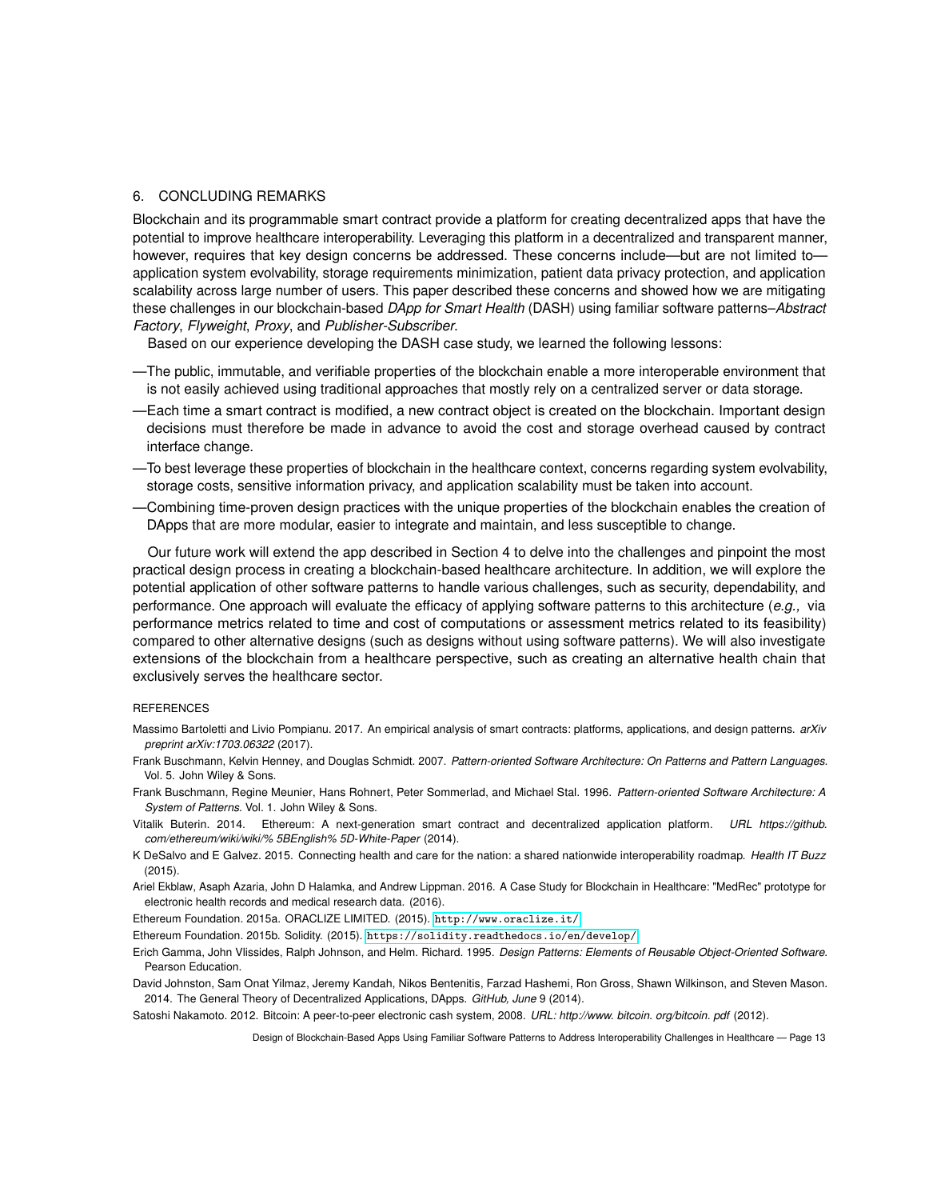## 6. CONCLUDING REMARKS

Blockchain and its programmable smart contract provide a platform for creating decentralized apps that have the potential to improve healthcare interoperability. Leveraging this platform in a decentralized and transparent manner, however, requires that key design concerns be addressed. These concerns include—but are not limited to—application system evolvability, storage requirements minimization, patient data privacy protection, and application scalability across large number of users. This paper described these concerns and showed how we are mitigating these challenges in our blockchain-based *DApp for Smart Health* (DASH) using familiar software patterns–*Abstract Factory*, *Flyweight*, *Proxy*, and *Publisher-Subscriber*.

Based on our experience developing the DASH case study, we learned the following lessons:

- —The public, immutable, and verifiable properties of the blockchain enable a more interoperable environment that is not easily achieved using traditional approaches that mostly rely on a centralized server or data storage.
- —Each time a smart contract is modified, a new contract object is created on the blockchain. Important design decisions must therefore be made in advance to avoid the cost and storage overhead caused by contract interface change.
- —To best leverage these properties of blockchain in the healthcare context, concerns regarding system evolvability, storage costs, sensitive information privacy, and application scalability must be taken into account.
- —Combining time-proven design practices with the unique properties of the blockchain enables the creation of DApps that are more modular, easier to integrate and maintain, and less susceptible to change.

Our future work will extend the app described in Section 4 to delve into the challenges and pinpoint the most practical design process in creating a blockchain-based healthcare architecture. In addition, we will explore the potential application of other software patterns to handle various challenges, such as security, dependability, and performance. One approach will evaluate the efficacy of applying software patterns to this architecture (*e.g.,* via performance metrics related to time and cost of computations or assessment metrics related to its feasibility) compared to other alternative designs (such as designs without using software patterns). We will also investigate extensions of the blockchain from a healthcare perspective, such as creating an alternative health chain that exclusively serves the healthcare sector.

## REFERENCES

Massimo Bartoletti and Livio Pompianu. 2017. An empirical analysis of smart contracts: platforms, applications, and design patterns. *arXiv preprint arXiv:1703.06322* (2017).

Frank Buschmann, Kelvin Henney, and Douglas Schmidt. 2007. *Pattern-oriented Software Architecture: On Patterns and Pattern Languages*. Vol. 5. John Wiley & Sons.

Frank Buschmann, Regine Meunier, Hans Rohnert, Peter Sommerlad, and Michael Stal. 1996. *Pattern-oriented Software Architecture: A System of Patterns*. Vol. 1. John Wiley & Sons.

Vitalik Buterin. 2014. Ethereum: A next-generation smart contract and decentralized application platform. *URL https://github. com/ethereum/wiki/wiki/% 5BEnglish% 5D-White-Paper* (2014).

K DeSalvo and E Galvez. 2015. Connecting health and care for the nation: a shared nationwide interoperability roadmap. *Health IT Buzz* (2015).

Ariel Ekblaw, Asaph Azaria, John D Halamka, and Andrew Lippman. 2016. A Case Study for Blockchain in Healthcare: "MedRec" prototype for electronic health records and medical research data. (2016).

Ethereum Foundation. 2015a. ORACLIZE LIMITED. (2015). `http://www.oraclize.it/`

Ethereum Foundation. 2015b. Solidity. (2015). `https://solidity.readthedocs.io/en/develop/`

Erich Gamma, John Vlissides, Ralph Johnson, and Helm. Richard. 1995. *Design Patterns: Elements of Reusable Object-Oriented Software*. Pearson Education.

David Johnston, Sam Onat Yilmaz, Jeremy Kandah, Nikos Bentenitis, Farzad Hashemi, Ron Gross, Shawn Wilkinson, and Steven Mason. 2014. The General Theory of Decentralized Applications, DApps. *GitHub, June* 9 (2014).

Satoshi Nakamoto. 2012. Bitcoin: A peer-to-peer electronic cash system, 2008. *URL: http://www. bitcoin. org/bitcoin. pdf* (2012).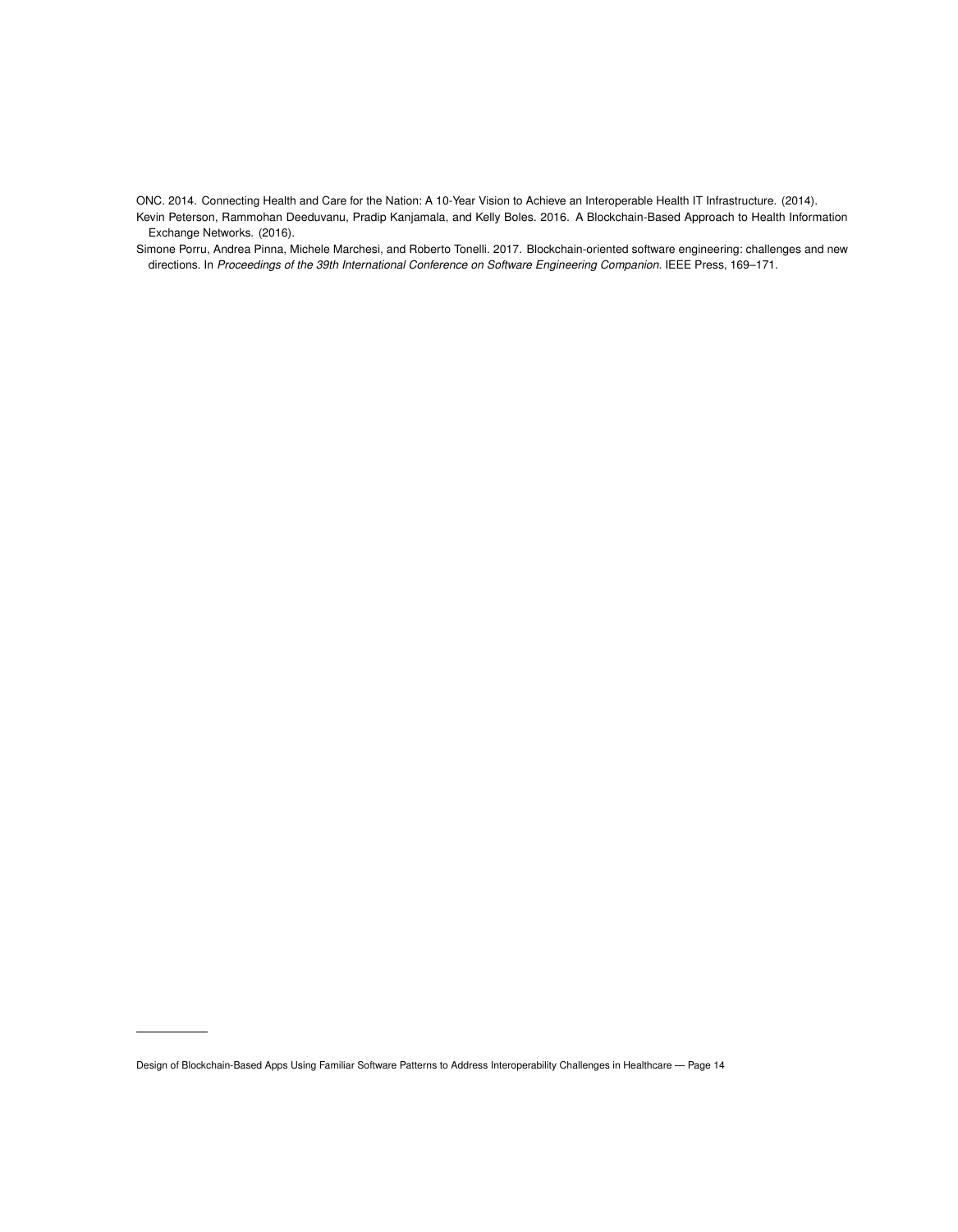ONC. 2014. Connecting Health and Care for the Nation: A 10-Year Vision to Achieve an Interoperable Health IT Infrastructure. (2014).

Kevin Peterson, Rammohan Deeduvanu, Pradip Kanjamala, and Kelly Boles. 2016. A Blockchain-Based Approach to Health Information Exchange Networks. (2016).

Simone Porru, Andrea Pinna, Michele Marchesi, and Roberto Tonelli. 2017. Blockchain-oriented software engineering: challenges and new directions. In *Proceedings of the 39th International Conference on Software Engineering Companion*. IEEE Press, 169–171.